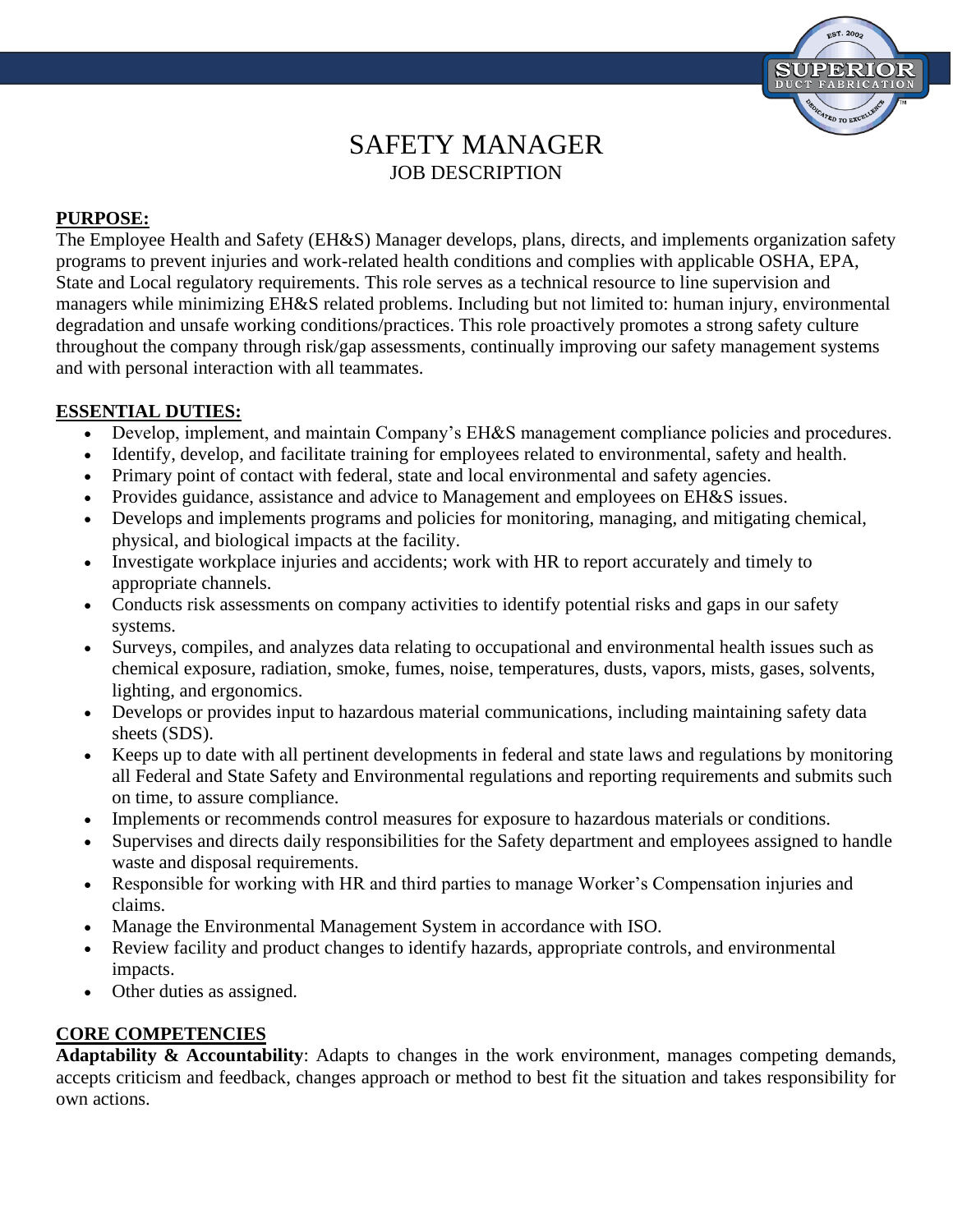# SAFETY MANAGER

JOB DESCRIPTION

## PURPOSE:

The Employee Health and Safety (EH&S) Manager develops, plans, directs, and implements organization safety programs to prevent injuries and work-related health conditions and complies with applicable OSHA, EPA, State and Local regulatory requirements. This role serves as a technical resource to line supervision and managers while minimizing EH&S related problems. Including but not limited to: human injury, environmental degradation and unsafe working conditions/practices. This role proactively promotes a strong safety culture throughout the company through risk/gap assessments, continually improving our safety management systems and with personal interaction with all teammates.

## ESSENTIAL DUTIES:

- Develop, implement, and maintain Company's EH&S management compliance policies and procedures.
- Identify, develop, and facilitate training for employees related to environmental, safety and health.
- Primary point of contact with federal, state and local environmental and safety agencies.
- Provides guidance, assistance and advice to Management and employees on EH&S issues.
- Develops and implements programs and policies for monitoring, managing, and mitigating chemical, physical, and biological impacts at the facility.
- Investigate workplace injuries and accidents; work with HR to report accurately and timely to appropriate channels.
- Conducts risk assessments on company activities to identify potential risks and gaps in our safety systems.
- Surveys, compiles, and analyzes data relating to occupational and environmental health issues such as chemical exposure, radiation, smoke, fumes, noise, temperatures, dusts, vapors, mists, gases, solvents, lighting, and ergonomics.
- Develops or provides input to hazardous material communications, including maintaining safety data sheets (SDS).
- Keeps up to date with all pertinent developments in federal and state laws and regulations by monitoring all Federal and State Safety and Environmental regulations and reporting requirements and submits such on time, to assure compliance.
- Implements or recommends control measures for exposure to hazardous materials or conditions.
- Supervises and directs daily responsibilities for the Safety department and employees assigned to handle waste and disposal requirements.
- Responsible for working with HR and third parties to manage Worker's Compensation injuries and claims.
- Manage the Environmental Management System in accordance with ISO.
- Review facility and product changes to identify hazards, appropriate controls, and environmental impacts.
- Other duties as assigned.

## CORE COMPETENCIES

**Adaptability & Accountability**: Adapts to changes in the work environment, manages competing demands, accepts criticism and feedback, changes approach or method to best fit the situation and takes responsibility for own actions.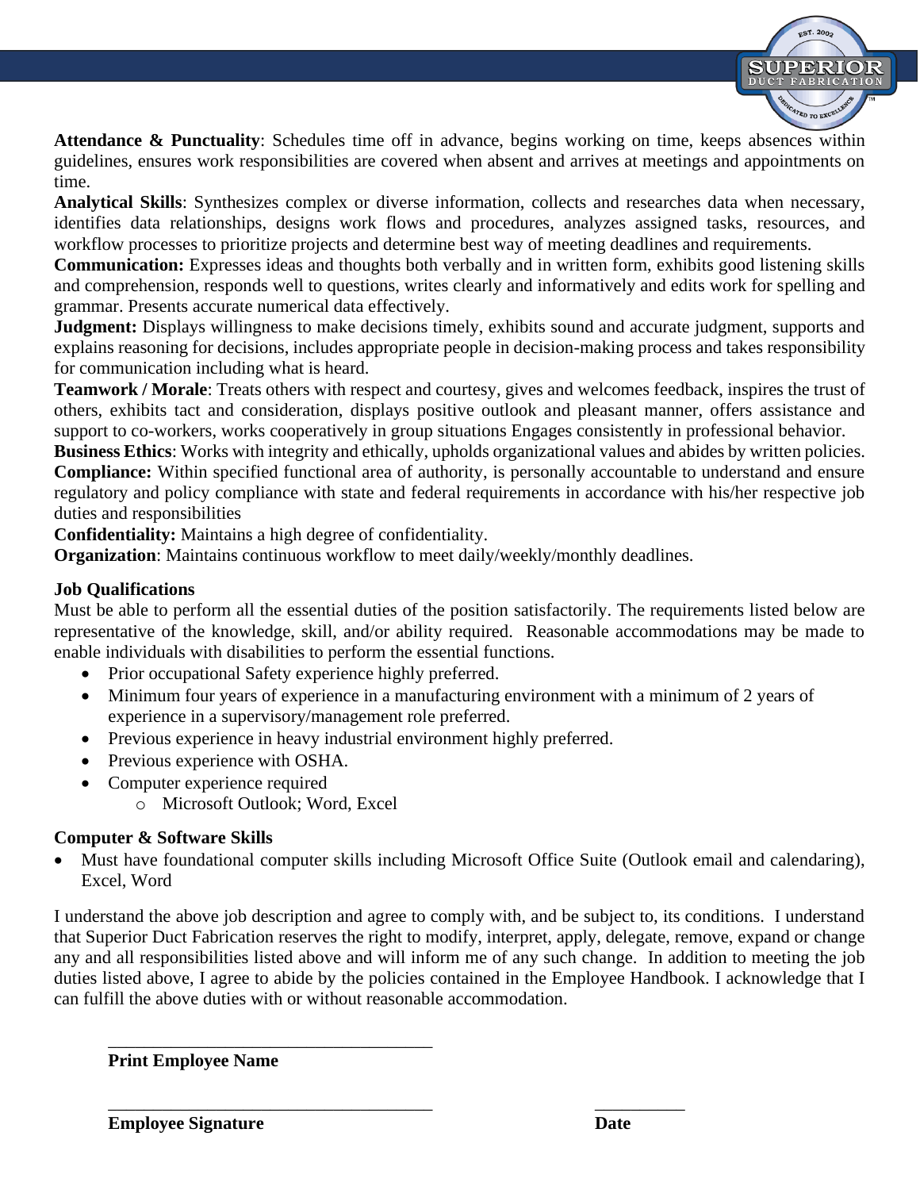**Attendance & Punctuality**: Schedules time off in advance, begins working on time, keeps absences within guidelines, ensures work responsibilities are covered when absent and arrives at meetings and appointments on time.

**Analytical Skills**: Synthesizes complex or diverse information, collects and researches data when necessary, identifies data relationships, designs work flows and procedures, analyzes assigned tasks, resources, and workflow processes to prioritize projects and determine best way of meeting deadlines and requirements.

**Communication:** Expresses ideas and thoughts both verbally and in written form, exhibits good listening skills and comprehension, responds well to questions, writes clearly and informatively and edits work for spelling and grammar. Presents accurate numerical data effectively.

**Judgment:** Displays willingness to make decisions timely, exhibits sound and accurate judgment, supports and explains reasoning for decisions, includes appropriate people in decision-making process and takes responsibility for communication including what is heard.

**Teamwork / Morale**: Treats others with respect and courtesy, gives and welcomes feedback, inspires the trust of others, exhibits tact and consideration, displays positive outlook and pleasant manner, offers assistance and support to co-workers, works cooperatively in group situations Engages consistently in professional behavior.

**Business Ethics**: Works with integrity and ethically, upholds organizational values and abides by written policies.

**Compliance:** Within specified functional area of authority, is personally accountable to understand and ensure regulatory and policy compliance with state and federal requirements in accordance with his/her respective job duties and responsibilities

**Confidentiality:** Maintains a high degree of confidentiality.

**Organization**: Maintains continuous workflow to meet daily/weekly/monthly deadlines.

**Job Qualifications**

Must be able to perform all the essential duties of the position satisfactorily. The requirements listed below are representative of the knowledge, skill, and/or ability required. Reasonable accommodations may be made to enable individuals with disabilities to perform the essential functions.

- Prior occupational Safety experience highly preferred.
- Minimum four years of experience in a manufacturing environment with a minimum of 2 years of experience in a supervisory/management role preferred.
- Previous experience in heavy industrial environment highly preferred.
- Previous experience with OSHA.
- Computer experience required
  - Microsoft Outlook; Word, Excel

**Computer & Software Skills**

- Must have foundational computer skills including Microsoft Office Suite (Outlook email and calendaring), Excel, Word

I understand the above job description and agree to comply with, and be subject to, its conditions. I understand that Superior Duct Fabrication reserves the right to modify, interpret, apply, delegate, remove, expand or change any and all responsibilities listed above and will inform me of any such change. In addition to meeting the job duties listed above, I agree to abide by the policies contained in the Employee Handbook. I acknowledge that I can fulfill the above duties with or without reasonable accommodation.

_____________________________________

**Print Employee Name**

_____________________________________ __________

**Employee Signature** **Date**